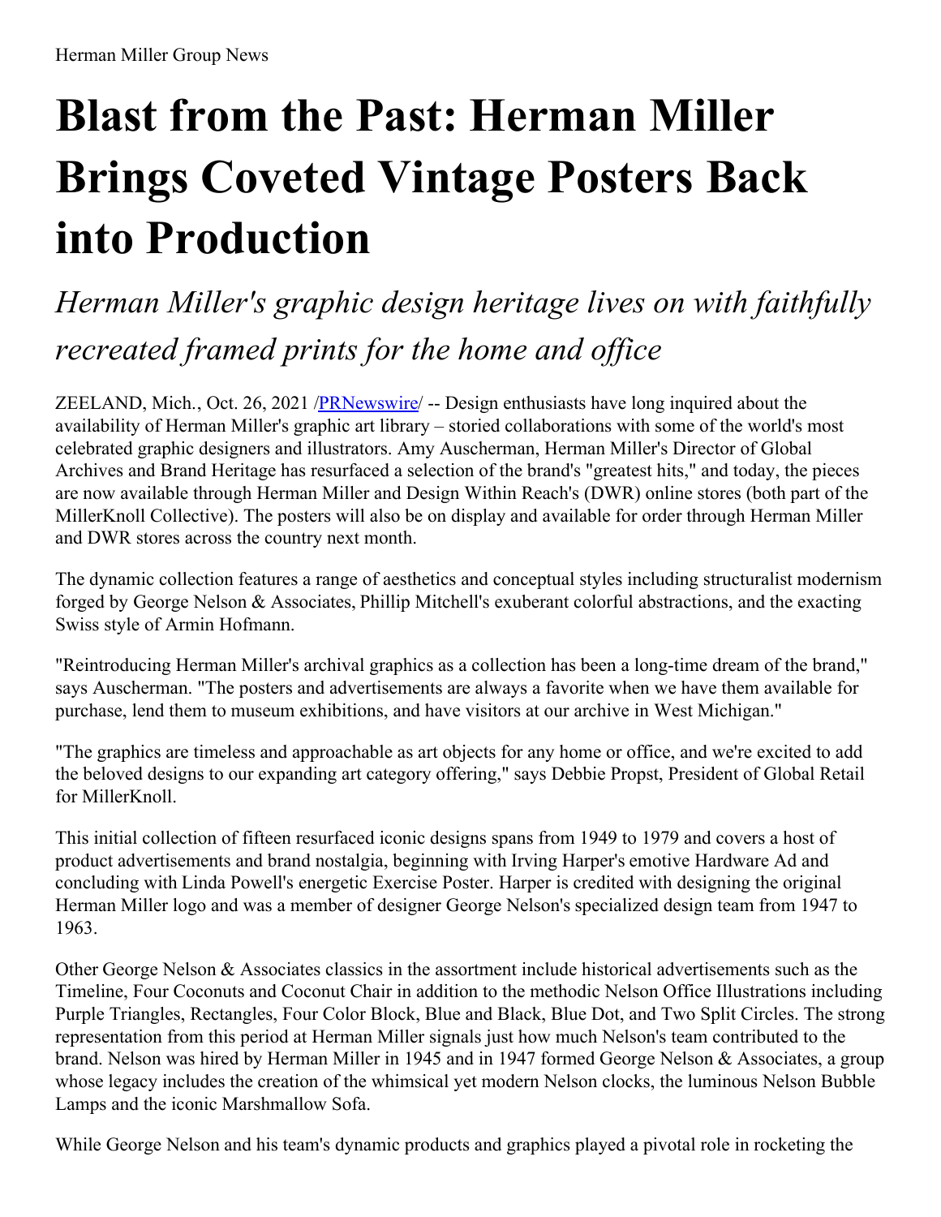Herman Miller Group News

# Blast from the Past: Herman Miller Brings Coveted Vintage Posters Back into Production

## *Herman Miller's graphic design heritage lives on with faithfully recreated framed prints for the home and office*

ZEELAND, Mich., Oct. 26, 2021 /PRNewswire/ -- Design enthusiasts have long inquired about the availability of Herman Miller's graphic art library – storied collaborations with some of the world's most celebrated graphic designers and illustrators. Amy Auscherman, Herman Miller's Director of Global Archives and Brand Heritage has resurfaced a selection of the brand's "greatest hits," and today, the pieces are now available through Herman Miller and Design Within Reach's (DWR) online stores (both part of the MillerKnoll Collective). The posters will also be on display and available for order through Herman Miller and DWR stores across the country next month.

The dynamic collection features a range of aesthetics and conceptual styles including structuralist modernism forged by George Nelson & Associates, Phillip Mitchell's exuberant colorful abstractions, and the exacting Swiss style of Armin Hofmann.

"Reintroducing Herman Miller's archival graphics as a collection has been a long-time dream of the brand," says Auscherman. "The posters and advertisements are always a favorite when we have them available for purchase, lend them to museum exhibitions, and have visitors at our archive in West Michigan."

"The graphics are timeless and approachable as art objects for any home or office, and we're excited to add the beloved designs to our expanding art category offering," says Debbie Propst, President of Global Retail for MillerKnoll.

This initial collection of fifteen resurfaced iconic designs spans from 1949 to 1979 and covers a host of product advertisements and brand nostalgia, beginning with Irving Harper's emotive Hardware Ad and concluding with Linda Powell's energetic Exercise Poster. Harper is credited with designing the original Herman Miller logo and was a member of designer George Nelson's specialized design team from 1947 to 1963.

Other George Nelson & Associates classics in the assortment include historical advertisements such as the Timeline, Four Coconuts and Coconut Chair in addition to the methodic Nelson Office Illustrations including Purple Triangles, Rectangles, Four Color Block, Blue and Black, Blue Dot, and Two Split Circles. The strong representation from this period at Herman Miller signals just how much Nelson's team contributed to the brand. Nelson was hired by Herman Miller in 1945 and in 1947 formed George Nelson & Associates, a group whose legacy includes the creation of the whimsical yet modern Nelson clocks, the luminous Nelson Bubble Lamps and the iconic Marshmallow Sofa.

While George Nelson and his team's dynamic products and graphics played a pivotal role in rocketing the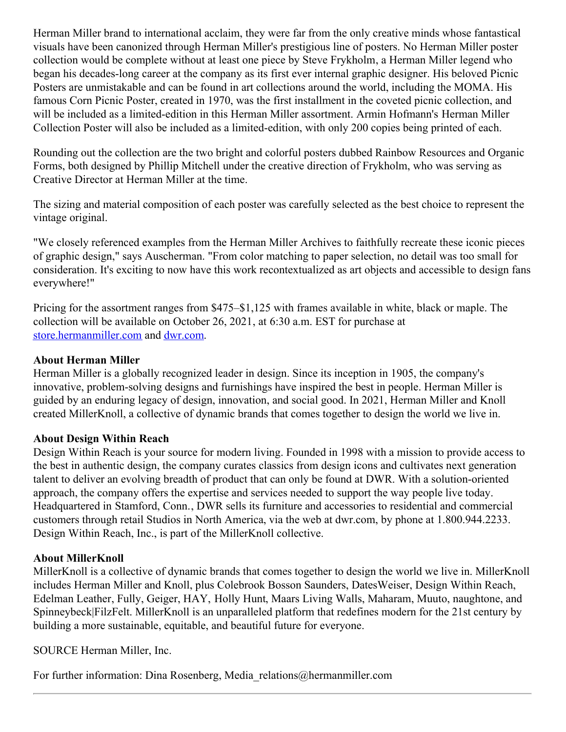Herman Miller brand to international acclaim, they were far from the only creative minds whose fantastical visuals have been canonized through Herman Miller's prestigious line of posters. No Herman Miller poster collection would be complete without at least one piece by Steve Frykholm, a Herman Miller legend who began his decades-long career at the company as its first ever internal graphic designer. His beloved Picnic Posters are unmistakable and can be found in art collections around the world, including the MOMA. His famous Corn Picnic Poster, created in 1970, was the first installment in the coveted picnic collection, and will be included as a limited-edition in this Herman Miller assortment. Armin Hofmann's Herman Miller Collection Poster will also be included as a limited-edition, with only 200 copies being printed of each.

Rounding out the collection are the two bright and colorful posters dubbed Rainbow Resources and Organic Forms, both designed by Phillip Mitchell under the creative direction of Frykholm, who was serving as Creative Director at Herman Miller at the time.

The sizing and material composition of each poster was carefully selected as the best choice to represent the vintage original.

"We closely referenced examples from the Herman Miller Archives to faithfully recreate these iconic pieces of graphic design," says Auscherman. "From color matching to paper selection, no detail was too small for consideration. It's exciting to now have this work recontextualized as art objects and accessible to design fans everywhere!"

Pricing for the assortment ranges from $475–$1,125 with frames available in white, black or maple. The collection will be available on October 26, 2021, at 6:30 a.m. EST for purchase at [store.hermanmiller.com](store.hermanmiller.com) and [dwr.com](dwr.com).

**About Herman Miller**
Herman Miller is a globally recognized leader in design. Since its inception in 1905, the company's innovative, problem-solving designs and furnishings have inspired the best in people. Herman Miller is guided by an enduring legacy of design, innovation, and social good. In 2021, Herman Miller and Knoll created MillerKnoll, a collective of dynamic brands that comes together to design the world we live in.

**About Design Within Reach**
Design Within Reach is your source for modern living. Founded in 1998 with a mission to provide access to the best in authentic design, the company curates classics from design icons and cultivates next generation talent to deliver an evolving breadth of product that can only be found at DWR. With a solution-oriented approach, the company offers the expertise and services needed to support the way people live today. Headquartered in Stamford, Conn., DWR sells its furniture and accessories to residential and commercial customers through retail Studios in North America, via the web at dwr.com, by phone at 1.800.944.2233. Design Within Reach, Inc., is part of the MillerKnoll collective.

**About MillerKnoll**
MillerKnoll is a collective of dynamic brands that comes together to design the world we live in. MillerKnoll includes Herman Miller and Knoll, plus Colebrook Bosson Saunders, DatesWeiser, Design Within Reach, Edelman Leather, Fully, Geiger, HAY, Holly Hunt, Maars Living Walls, Maharam, Muuto, naughtone, and Spinneybeck|FilzFelt. MillerKnoll is an unparalleled platform that redefines modern for the 21st century by building a more sustainable, equitable, and beautiful future for everyone.

SOURCE Herman Miller, Inc.

For further information: Dina Rosenberg, Media_relations@hermanmiller.com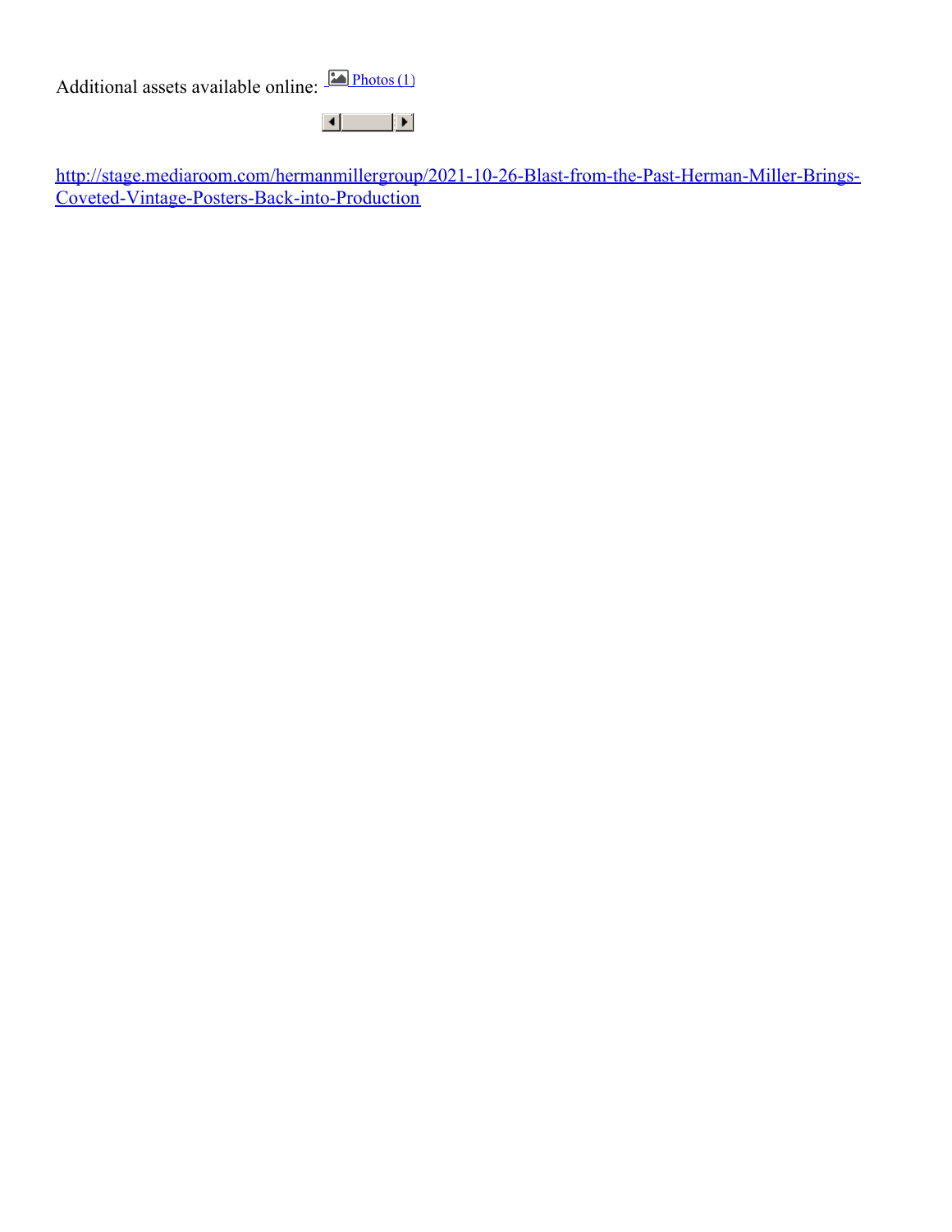Additional assets available online: Photos (1)

http://stage.mediaroom.com/hermanmillergroup/2021-10-26-Blast-from-the-Past-Herman-Miller-Brings-Coveted-Vintage-Posters-Back-into-Production